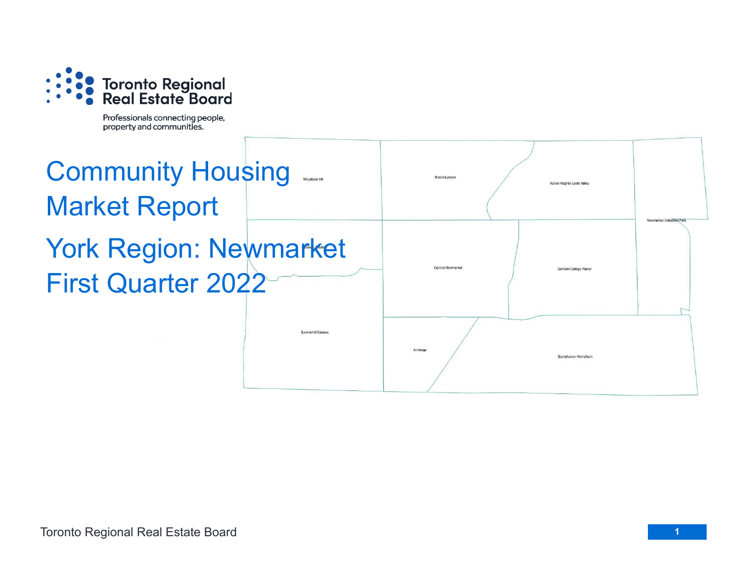Toronto Regional Real Estate Board

Professionals connecting people, property and communities.

# Community Housing Market Report

## York Region: Newmarket

## First Quarter 2022

Woodland Hill

Bristol-London

Huron Heights-Leslie Valley

Newmarket Industrial Park

Glenway Estates

Central Newmarket

Gorham-College Manor

Summerhill Estates

Armitage

Stonehaven-Wyndham

Toronto Regional Real Estate Board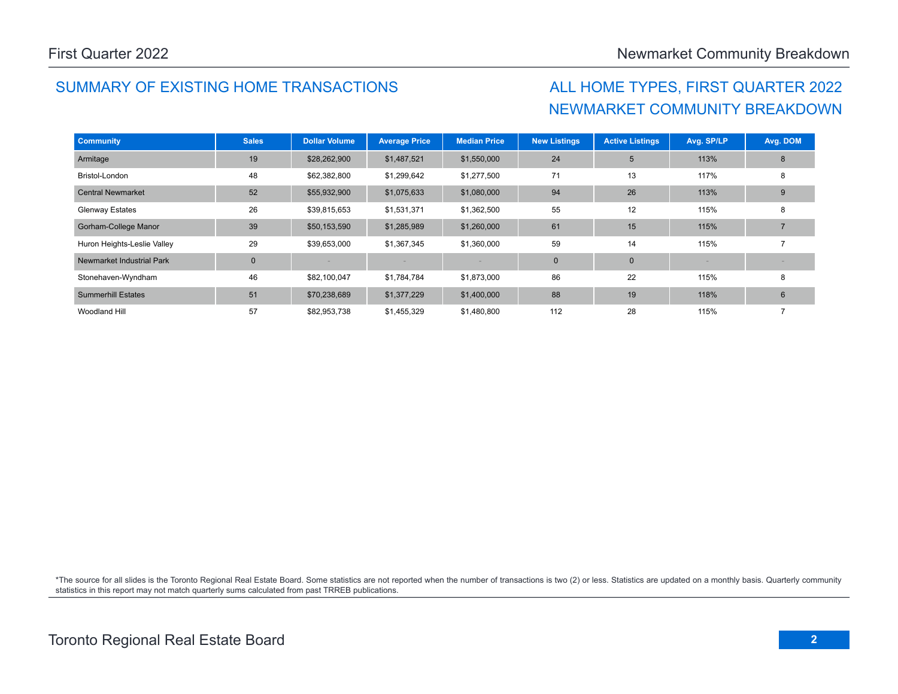## SUMMARY OF EXISTING HOME TRANSACTIONS

## ALL HOME TYPES, FIRST QUARTER 2022
## NEWMARKET COMMUNITY BREAKDOWN

| Community | Sales | Dollar Volume | Average Price | Median Price | New Listings | Active Listings | Avg. SP/LP | Avg. DOM |
|---|---|---|---|---|---|---|---|---|
| Armitage | 19 | $28,262,900 | $1,487,521 | $1,550,000 | 24 | 5 | 113% | 8 |
| Bristol-London | 48 | $62,382,800 | $1,299,642 | $1,277,500 | 71 | 13 | 117% | 8 |
| Central Newmarket | 52 | $55,932,900 | $1,075,633 | $1,080,000 | 94 | 26 | 113% | 9 |
| Glenway Estates | 26 | $39,815,653 | $1,531,371 | $1,362,500 | 55 | 12 | 115% | 8 |
| Gorham-College Manor | 39 | $50,153,590 | $1,285,989 | $1,260,000 | 61 | 15 | 115% | 7 |
| Huron Heights-Leslie Valley | 29 | $39,653,000 | $1,367,345 | $1,360,000 | 59 | 14 | 115% | 7 |
| Newmarket Industrial Park | 0 | - | - | - | 0 | 0 | - | - |
| Stonehaven-Wyndham | 46 | $82,100,047 | $1,784,784 | $1,873,000 | 86 | 22 | 115% | 8 |
| Summerhill Estates | 51 | $70,238,689 | $1,377,229 | $1,400,000 | 88 | 19 | 118% | 6 |
| Woodland Hill | 57 | $82,953,738 | $1,455,329 | $1,480,800 | 112 | 28 | 115% | 7 |

*The source for all slides is the Toronto Regional Real Estate Board. Some statistics are not reported when the number of transactions is two (2) or less. Statistics are updated on a monthly basis. Quarterly community statistics in this report may not match quarterly sums calculated from past TRREB publications.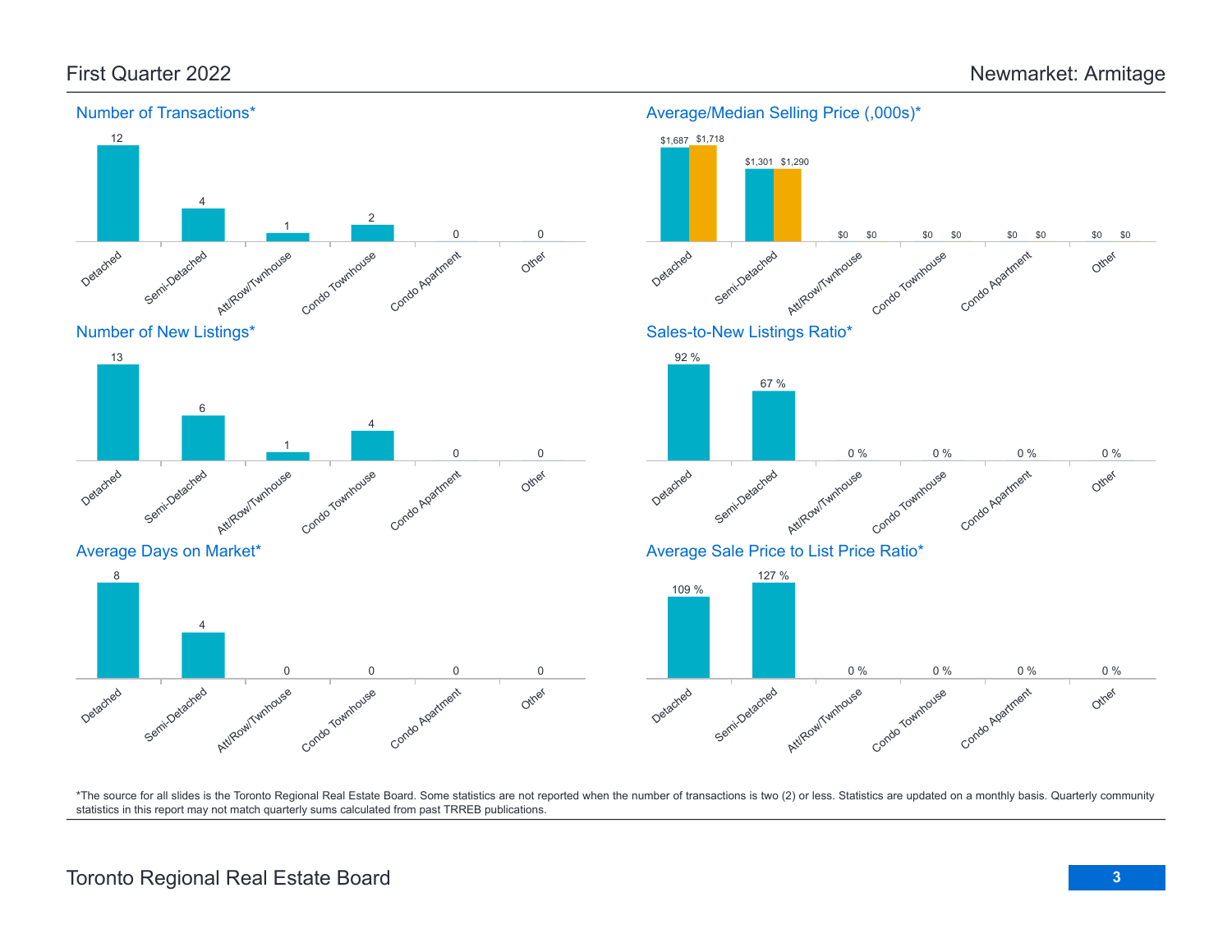# First Quarter 2022 — Newmarket: Armitage

## Number of Transactions*

| Detached | Semi-Detached | Att/Row/Twnhouse | Condo Townhouse | Condo Apartment | Other |
|---|---|---|---|---|---|
| 12 | 4 | 1 | 2 | 0 | 0 |

## Average/Median Selling Price (,000s)*

| | Detached | Semi-Detached | Att/Row/Twnhouse | Condo Townhouse | Condo Apartment | Other |
|---|---|---|---|---|---|---|
| Average | $1,687 | $1,301 | $0 | $0 | $0 | $0 |
| Median | $1,718 | $1,290 | $0 | $0 | $0 | $0 |

## Number of New Listings*

| Detached | Semi-Detached | Att/Row/Twnhouse | Condo Townhouse | Condo Apartment | Other |
|---|---|---|---|---|---|
| 13 | 6 | 1 | 4 | 0 | 0 |

## Sales-to-New Listings Ratio*

| Detached | Semi-Detached | Att/Row/Twnhouse | Condo Townhouse | Condo Apartment | Other |
|---|---|---|---|---|---|
| 92 % | 67 % | 0 % | 0 % | 0 % | 0 % |

## Average Days on Market*

| Detached | Semi-Detached | Att/Row/Twnhouse | Condo Townhouse | Condo Apartment | Other |
|---|---|---|---|---|---|
| 8 | 4 | 0 | 0 | 0 | 0 |

## Average Sale Price to List Price Ratio*

| Detached | Semi-Detached | Att/Row/Twnhouse | Condo Townhouse | Condo Apartment | Other |
|---|---|---|---|---|---|
| 109 % | 127 % | 0 % | 0 % | 0 % | 0 % |

*The source for all slides is the Toronto Regional Real Estate Board. Some statistics are not reported when the number of transactions is two (2) or less. Statistics are updated on a monthly basis. Quarterly community statistics in this report may not match quarterly sums calculated from past TRREB publications.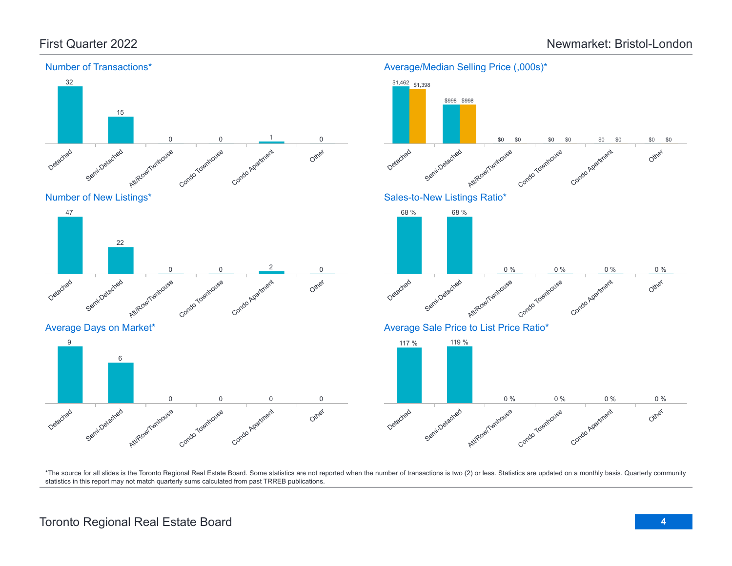## First Quarter 2022

## Newmarket: Bristol-London

### Number of Transactions*

| Detached | Semi-Detached | Att/Row/Twnhouse | Condo Townhouse | Condo Apartment | Other |
|---|---|---|---|---|---|
| 32 | 15 | 0 | 0 | 1 | 0 |

### Average/Median Selling Price (,000s)*

| | Detached | Semi-Detached | Att/Row/Twnhouse | Condo Townhouse | Condo Apartment | Other |
|---|---|---|---|---|---|---|
| Average | $1,462 | $998 | $0 | $0 | $0 | $0 |
| Median | $1,398 | $998 | $0 | $0 | $0 | $0 |

### Number of New Listings*

| Detached | Semi-Detached | Att/Row/Twnhouse | Condo Townhouse | Condo Apartment | Other |
|---|---|---|---|---|---|
| 47 | 22 | 0 | 0 | 2 | 0 |

### Sales-to-New Listings Ratio*

| Detached | Semi-Detached | Att/Row/Twnhouse | Condo Townhouse | Condo Apartment | Other |
|---|---|---|---|---|---|
| 68 % | 68 % | 0 % | 0 % | 0 % | 0 % |

### Average Days on Market*

| Detached | Semi-Detached | Att/Row/Twnhouse | Condo Townhouse | Condo Apartment | Other |
|---|---|---|---|---|---|
| 9 | 6 | 0 | 0 | 0 | 0 |

### Average Sale Price to List Price Ratio*

| Detached | Semi-Detached | Att/Row/Twnhouse | Condo Townhouse | Condo Apartment | Other |
|---|---|---|---|---|---|
| 117 % | 119 % | 0 % | 0 % | 0 % | 0 % |

*The source for all slides is the Toronto Regional Real Estate Board. Some statistics are not reported when the number of transactions is two (2) or less. Statistics are updated on a monthly basis. Quarterly community statistics in this report may not match quarterly sums calculated from past TRREB publications.

Toronto Regional Real Estate Board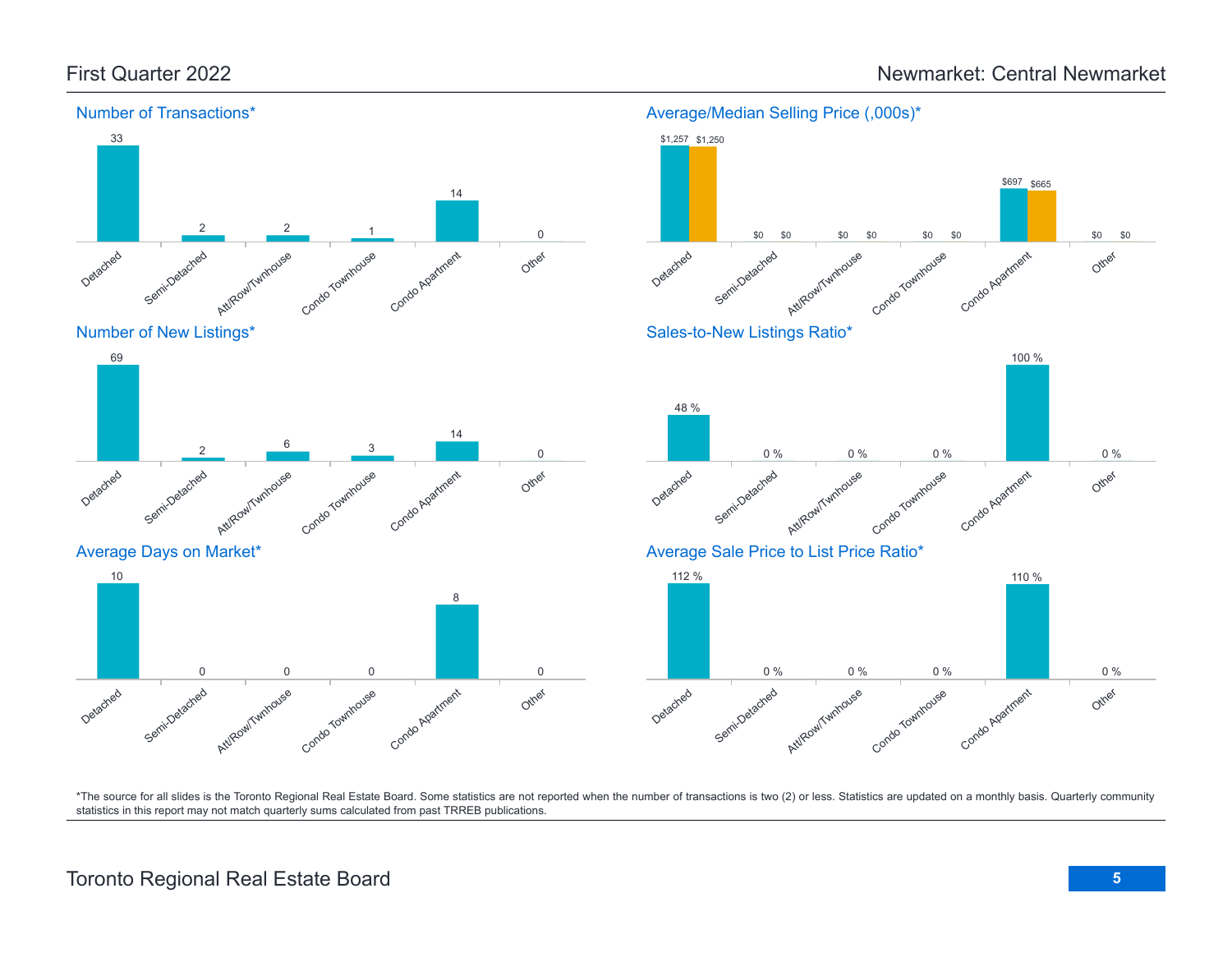# First Quarter 2022 — Newmarket: Central Newmarket

## Number of Transactions*

| Detached | Semi-Detached | Att/Row/Twnhouse | Condo Townhouse | Condo Apartment | Other |
|---|---|---|---|---|---|
| 33 | 2 | 2 | 1 | 14 | 0 |

## Average/Median Selling Price (,000s)*

| | Detached | Semi-Detached | Att/Row/Twnhouse | Condo Townhouse | Condo Apartment | Other |
|---|---|---|---|---|---|---|
| Average | $1,257 | $0 | $0 | $0 | $697 | $0 |
| Median | $1,250 | $0 | $0 | $0 | $665 | $0 |

## Number of New Listings*

| Detached | Semi-Detached | Att/Row/Twnhouse | Condo Townhouse | Condo Apartment | Other |
|---|---|---|---|---|---|
| 69 | 2 | 6 | 3 | 14 | 0 |

## Sales-to-New Listings Ratio*

| Detached | Semi-Detached | Att/Row/Twnhouse | Condo Townhouse | Condo Apartment | Other |
|---|---|---|---|---|---|
| 48 % | 0 % | 0 % | 0 % | 100 % | 0 % |

## Average Days on Market*

| Detached | Semi-Detached | Att/Row/Twnhouse | Condo Townhouse | Condo Apartment | Other |
|---|---|---|---|---|---|
| 10 | 0 | 0 | 0 | 8 | 0 |

## Average Sale Price to List Price Ratio*

| Detached | Semi-Detached | Att/Row/Twnhouse | Condo Townhouse | Condo Apartment | Other |
|---|---|---|---|---|---|
| 112 % | 0 % | 0 % | 0 % | 110 % | 0 % |

*The source for all slides is the Toronto Regional Real Estate Board. Some statistics are not reported when the number of transactions is two (2) or less. Statistics are updated on a monthly basis. Quarterly community statistics in this report may not match quarterly sums calculated from past TRREB publications.

Toronto Regional Real Estate Board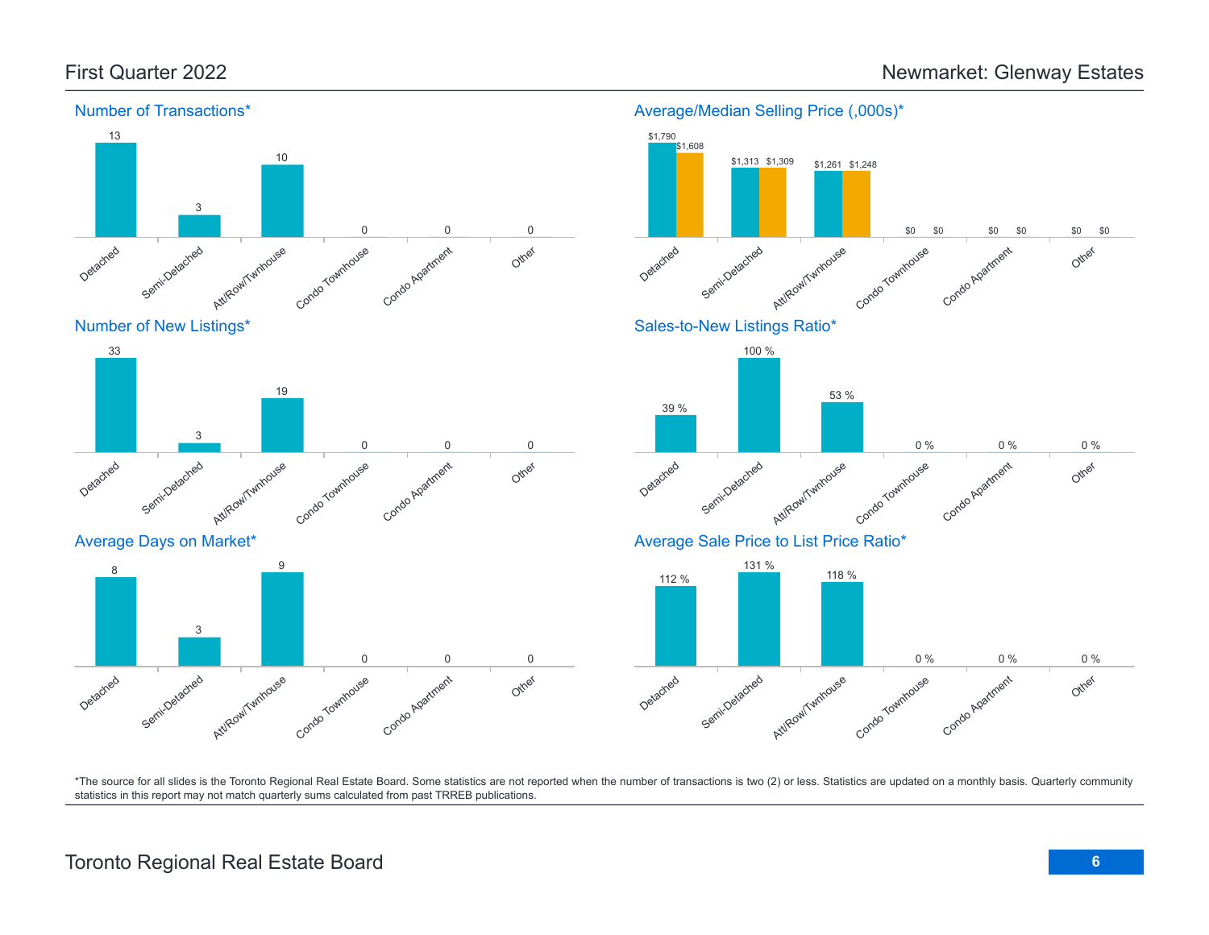# First Quarter 2022 — Newmarket: Glenway Estates

## Number of Transactions*

| Detached | Semi-Detached | Att/Row/Twnhouse | Condo Townhouse | Condo Apartment | Other |
|---|---|---|---|---|---|
| 13 | 3 | 10 | 0 | 0 | 0 |

## Average/Median Selling Price (,000s)*

| | Detached | Semi-Detached | Att/Row/Twnhouse | Condo Townhouse | Condo Apartment | Other |
|---|---|---|---|---|---|---|
| Average | $1,790 | $1,313 | $1,261 | $0 | $0 | $0 |
| Median | $1,608 | $1,309 | $1,248 | $0 | $0 | $0 |

## Number of New Listings*

| Detached | Semi-Detached | Att/Row/Twnhouse | Condo Townhouse | Condo Apartment | Other |
|---|---|---|---|---|---|
| 33 | 3 | 19 | 0 | 0 | 0 |

## Sales-to-New Listings Ratio*

| Detached | Semi-Detached | Att/Row/Twnhouse | Condo Townhouse | Condo Apartment | Other |
|---|---|---|---|---|---|
| 39 % | 100 % | 53 % | 0 % | 0 % | 0 % |

## Average Days on Market*

| Detached | Semi-Detached | Att/Row/Twnhouse | Condo Townhouse | Condo Apartment | Other |
|---|---|---|---|---|---|
| 8 | 3 | 9 | 0 | 0 | 0 |

## Average Sale Price to List Price Ratio*

| Detached | Semi-Detached | Att/Row/Twnhouse | Condo Townhouse | Condo Apartment | Other |
|---|---|---|---|---|---|
| 112 % | 131 % | 118 % | 0 % | 0 % | 0 % |

*The source for all slides is the Toronto Regional Real Estate Board. Some statistics are not reported when the number of transactions is two (2) or less. Statistics are updated on a monthly basis. Quarterly community statistics in this report may not match quarterly sums calculated from past TRREB publications.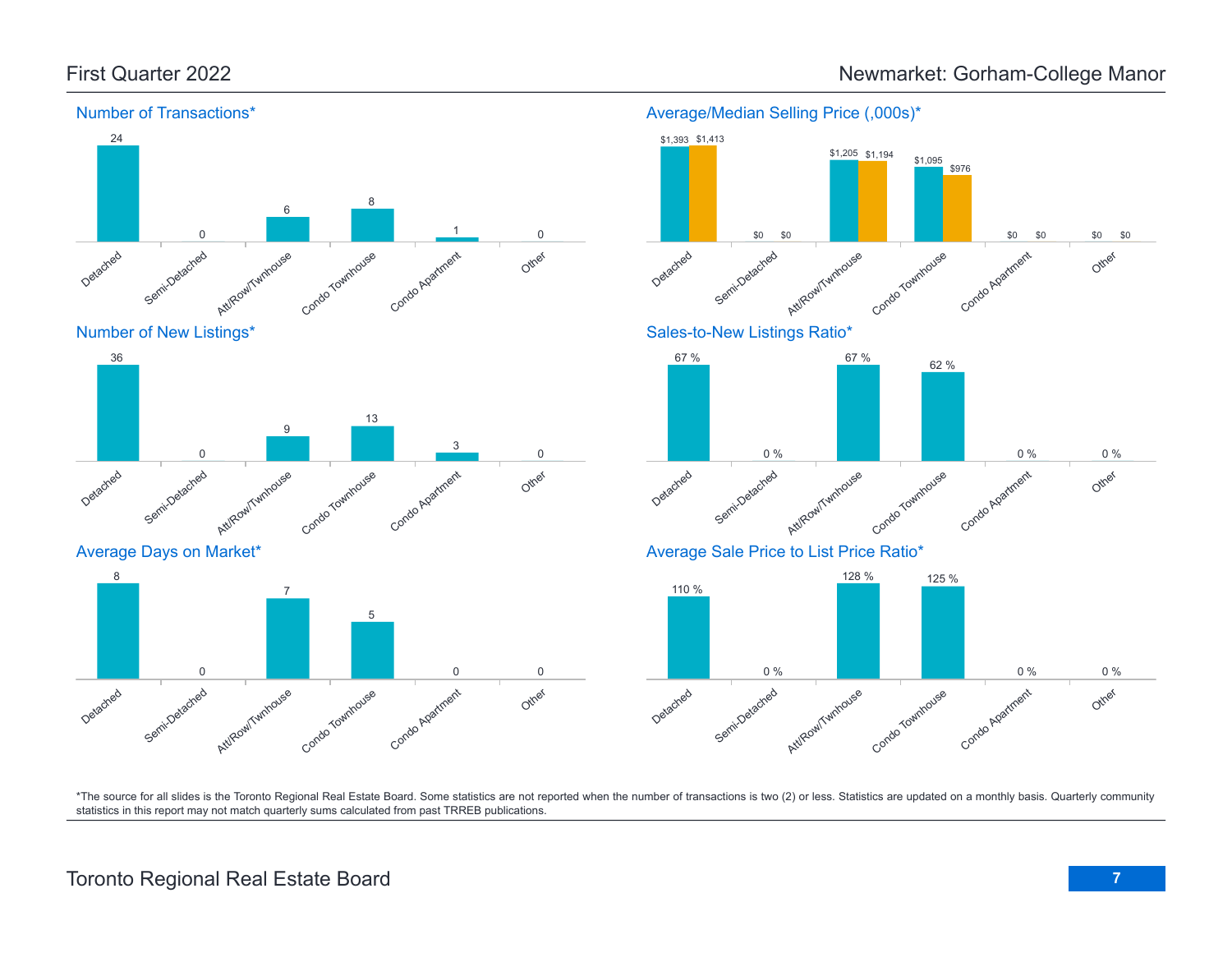# First Quarter 2022 — Newmarket: Gorham-College Manor

## Number of Transactions*

| Detached | Semi-Detached | Att/Row/Twnhouse | Condo Townhouse | Condo Apartment | Other |
|---|---|---|---|---|---|
| 24 | 0 | 6 | 8 | 1 | 0 |

## Average/Median Selling Price (,000s)*

| | Detached | Semi-Detached | Att/Row/Twnhouse | Condo Townhouse | Condo Apartment | Other |
|---|---|---|---|---|---|---|
| Average | $1,393 | $0 | $1,205 | $1,095 | $0 | $0 |
| Median | $1,413 | $0 | $1,194 | $976 | $0 | $0 |

## Number of New Listings*

| Detached | Semi-Detached | Att/Row/Twnhouse | Condo Townhouse | Condo Apartment | Other |
|---|---|---|---|---|---|
| 36 | 0 | 9 | 13 | 3 | 0 |

## Sales-to-New Listings Ratio*

| Detached | Semi-Detached | Att/Row/Twnhouse | Condo Townhouse | Condo Apartment | Other |
|---|---|---|---|---|---|
| 67 % | 0 % | 67 % | 62 % | 0 % | 0 % |

## Average Days on Market*

| Detached | Semi-Detached | Att/Row/Twnhouse | Condo Townhouse | Condo Apartment | Other |
|---|---|---|---|---|---|
| 8 | 0 | 7 | 5 | 0 | 0 |

## Average Sale Price to List Price Ratio*

| Detached | Semi-Detached | Att/Row/Twnhouse | Condo Townhouse | Condo Apartment | Other |
|---|---|---|---|---|---|
| 110 % | 0 % | 128 % | 125 % | 0 % | 0 % |

*The source for all slides is the Toronto Regional Real Estate Board. Some statistics are not reported when the number of transactions is two (2) or less. Statistics are updated on a monthly basis. Quarterly community statistics in this report may not match quarterly sums calculated from past TRREB publications.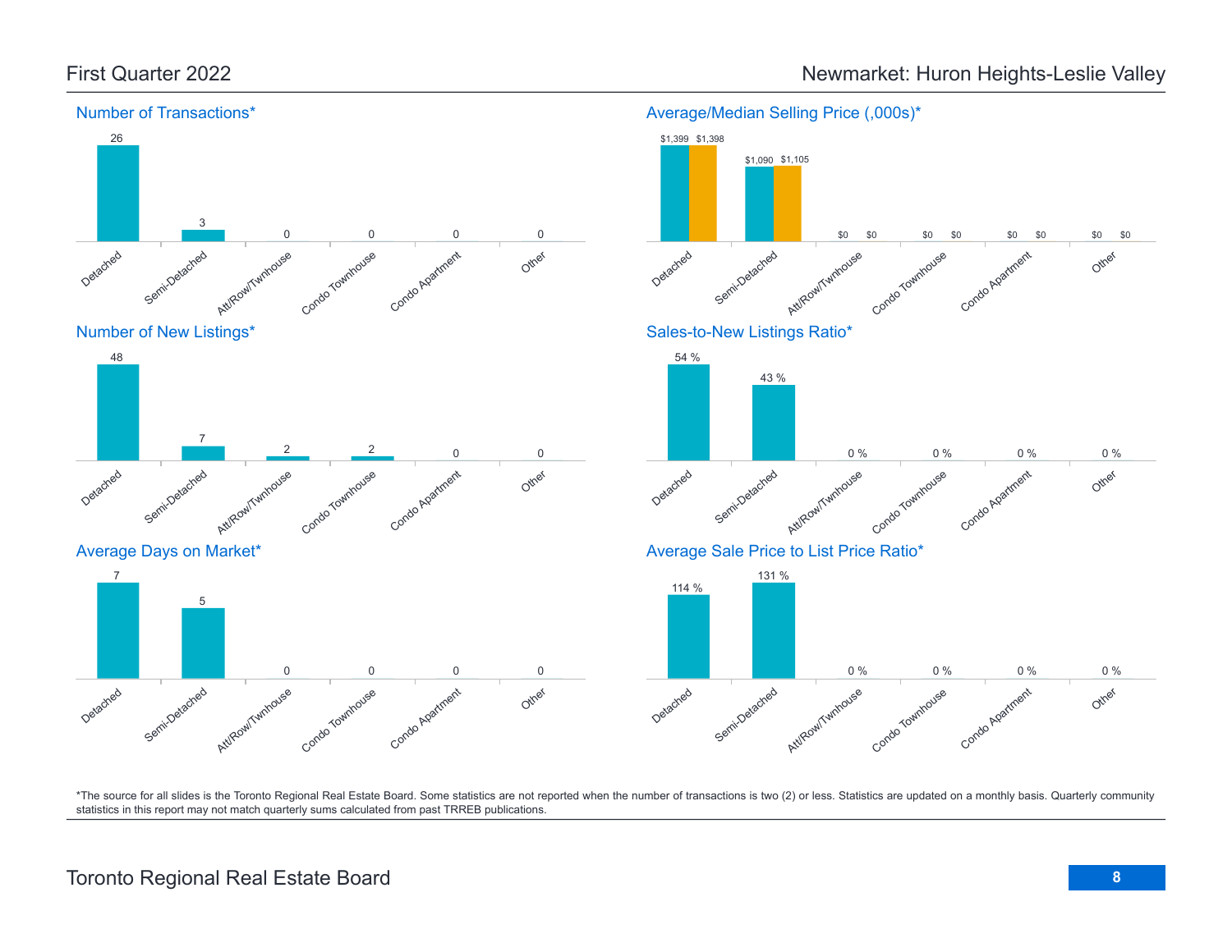# First Quarter 2022

## Newmarket: Huron Heights-Leslie Valley

### Number of Transactions*

| Detached | Semi-Detached | Att/Row/Twnhouse | Condo Townhouse | Condo Apartment | Other |
|---|---|---|---|---|---|
| 26 | 3 | 0 | 0 | 0 | 0 |

### Average/Median Selling Price (,000s)*

| | Detached | Semi-Detached | Att/Row/Twnhouse | Condo Townhouse | Condo Apartment | Other |
|---|---|---|---|---|---|---|
| Average | $1,399 | $1,090 | $0 | $0 | $0 | $0 |
| Median | $1,398 | $1,105 | $0 | $0 | $0 | $0 |

### Number of New Listings*

| Detached | Semi-Detached | Att/Row/Twnhouse | Condo Townhouse | Condo Apartment | Other |
|---|---|---|---|---|---|
| 48 | 7 | 2 | 2 | 0 | 0 |

### Sales-to-New Listings Ratio*

| Detached | Semi-Detached | Att/Row/Twnhouse | Condo Townhouse | Condo Apartment | Other |
|---|---|---|---|---|---|
| 54 % | 43 % | 0 % | 0 % | 0 % | 0 % |

### Average Days on Market*

| Detached | Semi-Detached | Att/Row/Twnhouse | Condo Townhouse | Condo Apartment | Other |
|---|---|---|---|---|---|
| 7 | 5 | 0 | 0 | 0 | 0 |

### Average Sale Price to List Price Ratio*

| Detached | Semi-Detached | Att/Row/Twnhouse | Condo Townhouse | Condo Apartment | Other |
|---|---|---|---|---|---|
| 114 % | 131 % | 0 % | 0 % | 0 % | 0 % |

*The source for all slides is the Toronto Regional Real Estate Board. Some statistics are not reported when the number of transactions is two (2) or less. Statistics are updated on a monthly basis. Quarterly community statistics in this report may not match quarterly sums calculated from past TRREB publications.

Toronto Regional Real Estate Board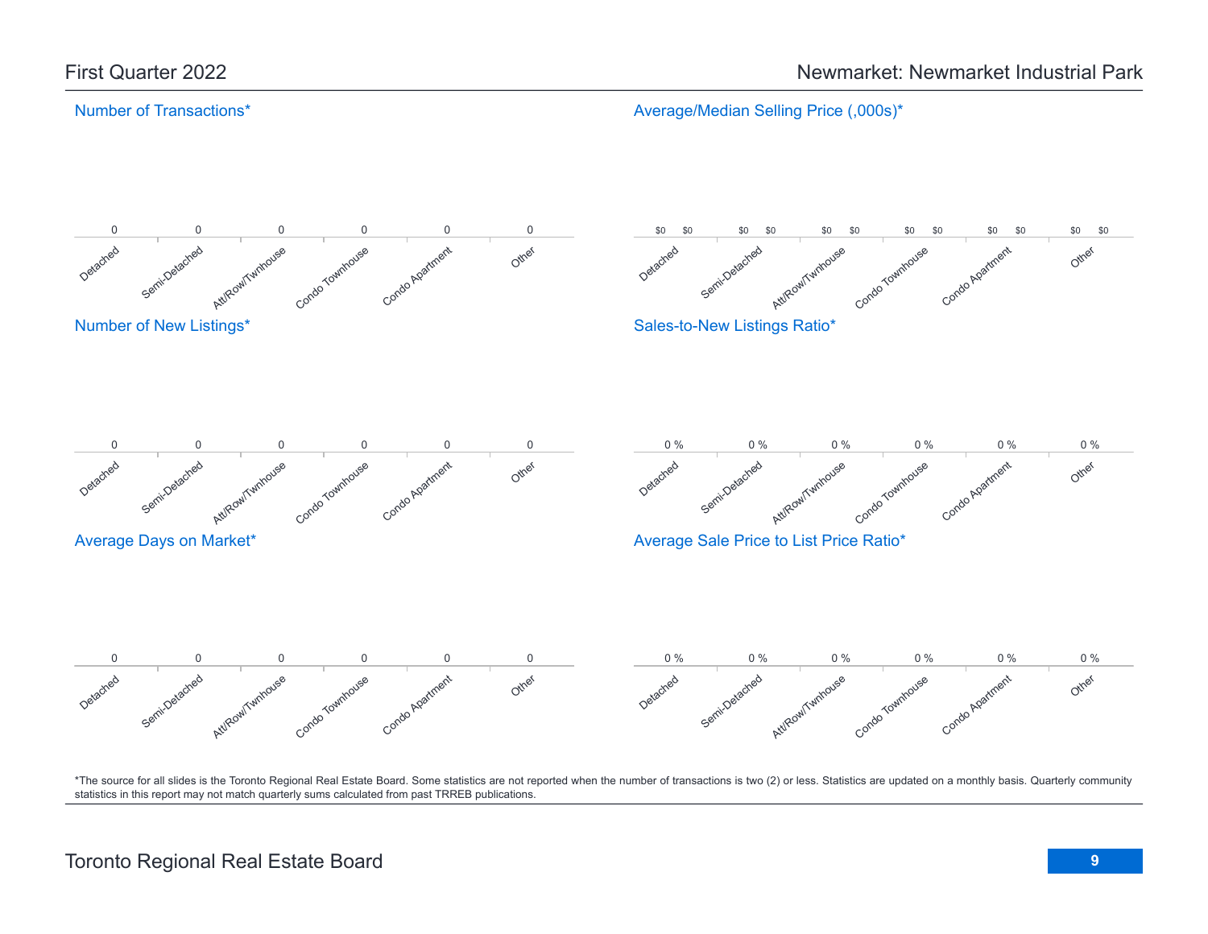# First Quarter 2022

# Newmarket: Newmarket Industrial Park

## Number of Transactions*

| Detached | Semi-Detached | Att/Row/Twnhouse | Condo Townhouse | Condo Apartment | Other |
|---|---|---|---|---|---|
| 0 | 0 | 0 | 0 | 0 | 0 |

## Average/Median Selling Price (,000s)*

| Detached | Semi-Detached | Att/Row/Twnhouse | Condo Townhouse | Condo Apartment | Other |
|---|---|---|---|---|---|
| $0 $0 | $0 $0 | $0 $0 | $0 $0 | $0 $0 | $0 $0 |

## Number of New Listings*

| Detached | Semi-Detached | Att/Row/Twnhouse | Condo Townhouse | Condo Apartment | Other |
|---|---|---|---|---|---|
| 0 | 0 | 0 | 0 | 0 | 0 |

## Sales-to-New Listings Ratio*

| Detached | Semi-Detached | Att/Row/Twnhouse | Condo Townhouse | Condo Apartment | Other |
|---|---|---|---|---|---|
| 0 % | 0 % | 0 % | 0 % | 0 % | 0 % |

## Average Days on Market*

| Detached | Semi-Detached | Att/Row/Twnhouse | Condo Townhouse | Condo Apartment | Other |
|---|---|---|---|---|---|
| 0 | 0 | 0 | 0 | 0 | 0 |

## Average Sale Price to List Price Ratio*

| Detached | Semi-Detached | Att/Row/Twnhouse | Condo Townhouse | Condo Apartment | Other |
|---|---|---|---|---|---|
| 0 % | 0 % | 0 % | 0 % | 0 % | 0 % |

*The source for all slides is the Toronto Regional Real Estate Board. Some statistics are not reported when the number of transactions is two (2) or less. Statistics are updated on a monthly basis. Quarterly community statistics in this report may not match quarterly sums calculated from past TRREB publications.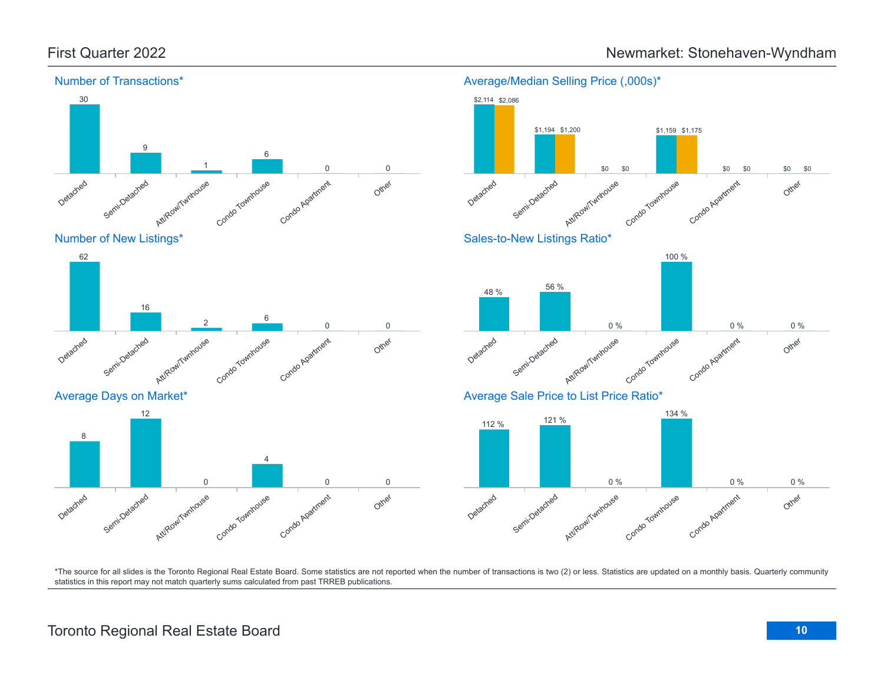## First Quarter 2022

## Newmarket: Stonehaven-Wyndham

### Number of Transactions*

| Detached | Semi-Detached | Att/Row/Twnhouse | Condo Townhouse | Condo Apartment | Other |
|---|---|---|---|---|---|
| 30 | 9 | 1 | 6 | 0 | 0 |

### Average/Median Selling Price (,000s)*

| | Detached | Semi-Detached | Att/Row/Twnhouse | Condo Townhouse | Condo Apartment | Other |
|---|---|---|---|---|---|---|
| Average | $2,114 | $1,194 | $0 | $1,159 | $0 | $0 |
| Median | $2,086 | $1,200 | $0 | $1,175 | $0 | $0 |

### Number of New Listings*

| Detached | Semi-Detached | Att/Row/Twnhouse | Condo Townhouse | Condo Apartment | Other |
|---|---|---|---|---|---|
| 62 | 16 | 2 | 6 | 0 | 0 |

### Sales-to-New Listings Ratio*

| Detached | Semi-Detached | Att/Row/Twnhouse | Condo Townhouse | Condo Apartment | Other |
|---|---|---|---|---|---|
| 48 % | 56 % | 0 % | 100 % | 0 % | 0 % |

### Average Days on Market*

| Detached | Semi-Detached | Att/Row/Twnhouse | Condo Townhouse | Condo Apartment | Other |
|---|---|---|---|---|---|
| 8 | 12 | 0 | 4 | 0 | 0 |

### Average Sale Price to List Price Ratio*

| Detached | Semi-Detached | Att/Row/Twnhouse | Condo Townhouse | Condo Apartment | Other |
|---|---|---|---|---|---|
| 112 % | 121 % | 0 % | 134 % | 0 % | 0 % |

*The source for all slides is the Toronto Regional Real Estate Board. Some statistics are not reported when the number of transactions is two (2) or less. Statistics are updated on a monthly basis. Quarterly community statistics in this report may not match quarterly sums calculated from past TRREB publications.

Toronto Regional Real Estate Board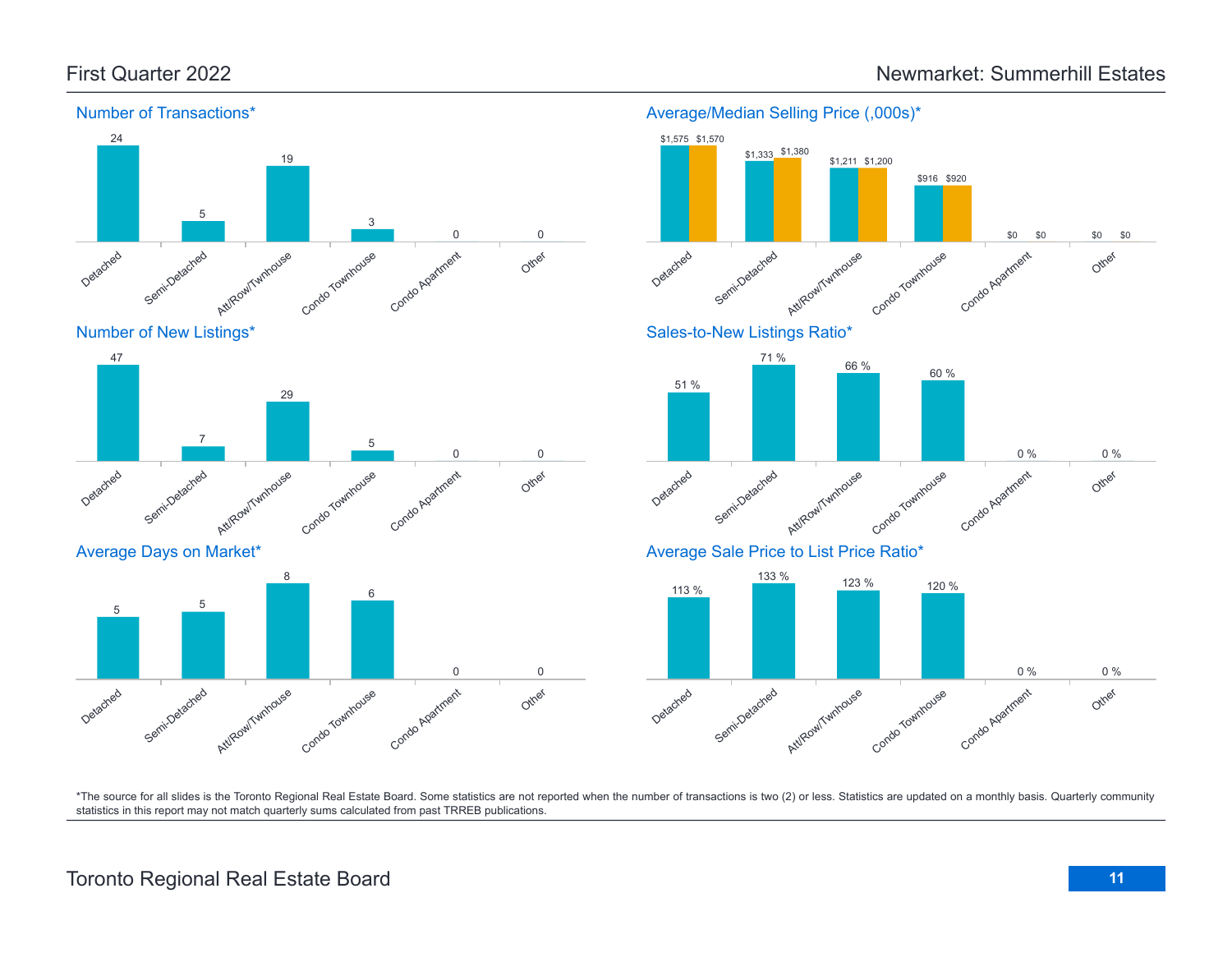# First Quarter 2022

## Newmarket: Summerhill Estates

### Number of Transactions*

| Detached | Semi-Detached | Att/Row/Twnhouse | Condo Townhouse | Condo Apartment | Other |
|---|---|---|---|---|---|
| 24 | 5 | 19 | 3 | 0 | 0 |

### Average/Median Selling Price (,000s)*

| | Detached | Semi-Detached | Att/Row/Twnhouse | Condo Townhouse | Condo Apartment | Other |
|---|---|---|---|---|---|---|
| Average | $1,575 | $1,333 | $1,211 | $916 | $0 | $0 |
| Median | $1,570 | $1,380 | $1,200 | $920 | $0 | $0 |

### Number of New Listings*

| Detached | Semi-Detached | Att/Row/Twnhouse | Condo Townhouse | Condo Apartment | Other |
|---|---|---|---|---|---|
| 47 | 7 | 29 | 5 | 0 | 0 |

### Sales-to-New Listings Ratio*

| Detached | Semi-Detached | Att/Row/Twnhouse | Condo Townhouse | Condo Apartment | Other |
|---|---|---|---|---|---|
| 51 % | 71 % | 66 % | 60 % | 0 % | 0 % |

### Average Days on Market*

| Detached | Semi-Detached | Att/Row/Twnhouse | Condo Townhouse | Condo Apartment | Other |
|---|---|---|---|---|---|
| 5 | 5 | 8 | 6 | 0 | 0 |

### Average Sale Price to List Price Ratio*

| Detached | Semi-Detached | Att/Row/Twnhouse | Condo Townhouse | Condo Apartment | Other |
|---|---|---|---|---|---|
| 113 % | 133 % | 123 % | 120 % | 0 % | 0 % |

*The source for all slides is the Toronto Regional Real Estate Board. Some statistics are not reported when the number of transactions is two (2) or less. Statistics are updated on a monthly basis. Quarterly community statistics in this report may not match quarterly sums calculated from past TRREB publications.

Toronto Regional Real Estate Board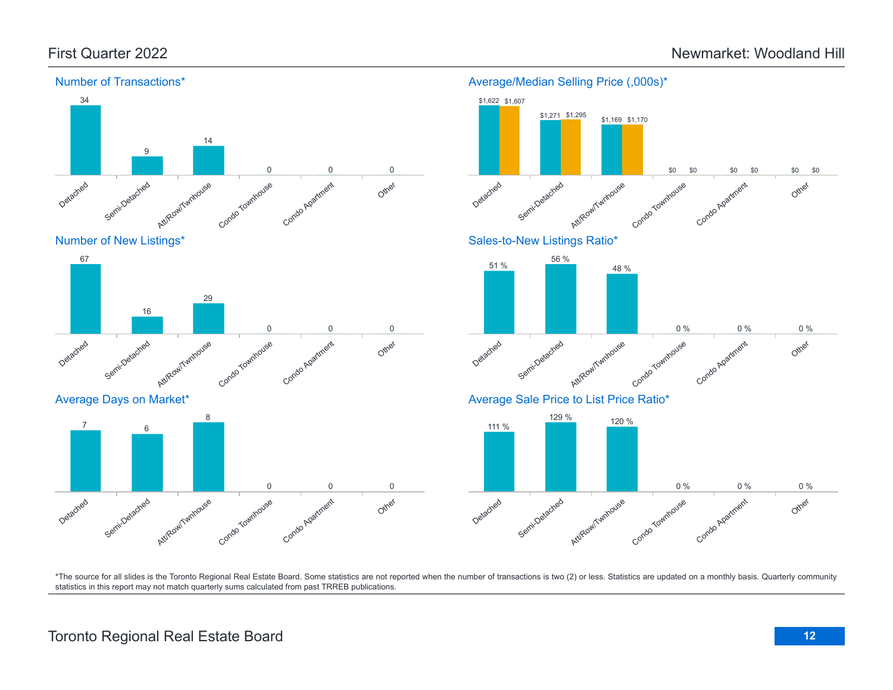First Quarter 2022

Newmarket: Woodland Hill

## Number of Transactions*

34
9
14
0
0
0

Detached
Semi-Detached
Att/Row/Twnhouse
Condo Townhouse
Condo Apartment
Other

## Average/Median Selling Price (,000s)*

$1,622 $1,607
$1,271 $1,295
$1,169 $1,170
$0 $0
$0 $0
$0 $0

Detached
Semi-Detached
Att/Row/Twnhouse
Condo Townhouse
Condo Apartment
Other

## Number of New Listings*

67
16
29
0
0
0

Detached
Semi-Detached
Att/Row/Twnhouse
Condo Townhouse
Condo Apartment
Other

## Sales-to-New Listings Ratio*

51 %
56 %
48 %
0 %
0 %
0 %

Detached
Semi-Detached
Att/Row/Twnhouse
Condo Townhouse
Condo Apartment
Other

## Average Days on Market*

7
6
8
0
0
0

Detached
Semi-Detached
Att/Row/Twnhouse
Condo Townhouse
Condo Apartment
Other

## Average Sale Price to List Price Ratio*

111 %
129 %
120 %
0 %
0 %
0 %

Detached
Semi-Detached
Att/Row/Twnhouse
Condo Townhouse
Condo Apartment
Other

*The source for all slides is the Toronto Regional Real Estate Board. Some statistics are not reported when the number of transactions is two (2) or less. Statistics are updated on a monthly basis. Quarterly community statistics in this report may not match quarterly sums calculated from past TRREB publications.

Toronto Regional Real Estate Board